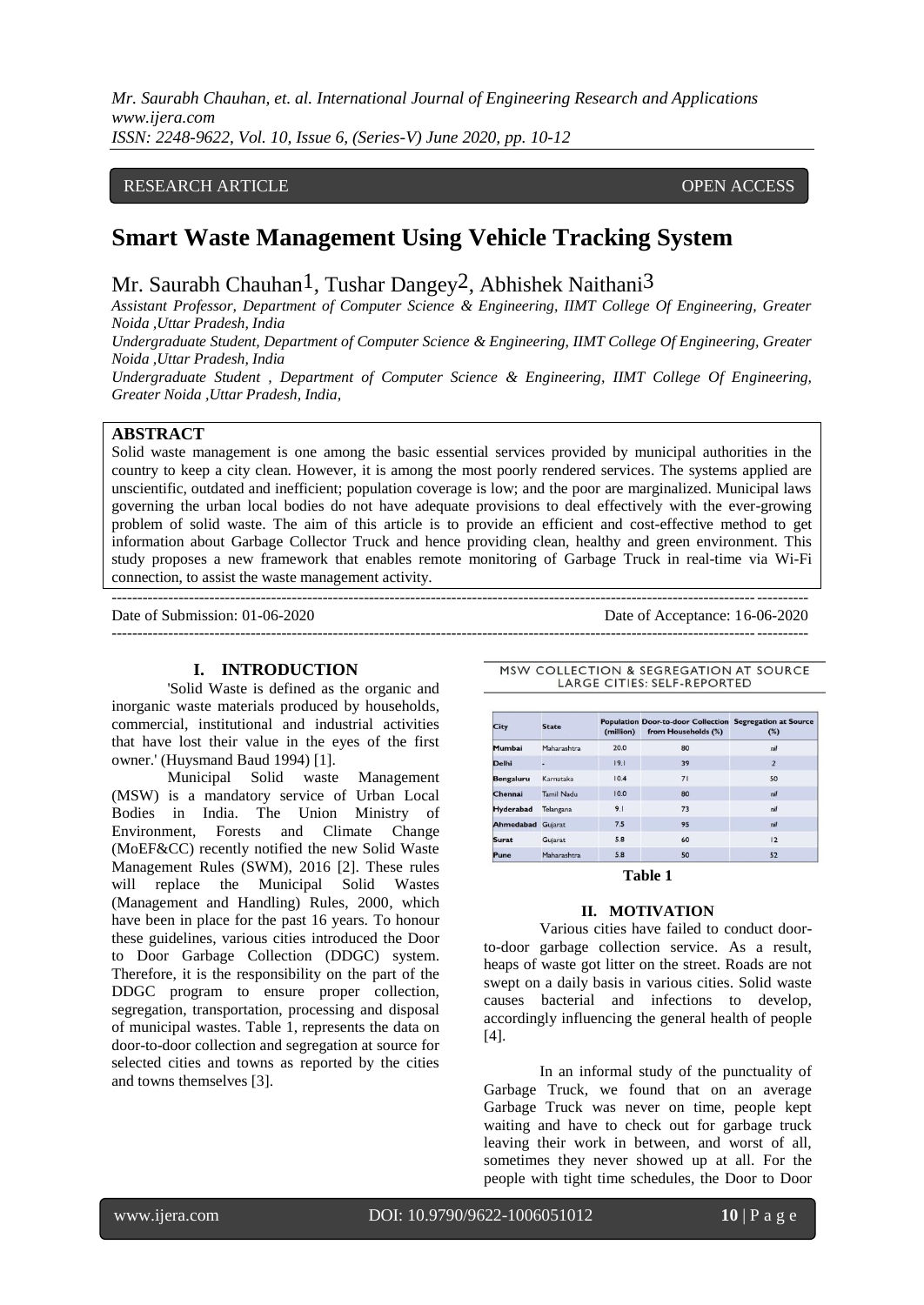RESEARCH ARTICLE OPEN ACCESS

# Smart Waste Management Using Vehicle Tracking System

Mr. Saurabh Chauhan[1], Tushar Dangey[2], Abhishek Naithani[3]

*Assistant Professor, Department of Computer Science & Engineering, IIMT College Of Engineering, Greater Noida ,Uttar Pradesh, India*

*Undergraduate Student, Department of Computer Science & Engineering, IIMT College Of Engineering, Greater Noida ,Uttar Pradesh, India*

*Undergraduate Student , Department of Computer Science & Engineering, IIMT College Of Engineering, Greater Noida ,Uttar Pradesh, India,*

## ABSTRACT

Solid waste management is one among the basic essential services provided by municipal authorities in the country to keep a city clean. However, it is among the most poorly rendered services. The systems applied are unscientific, outdated and inefficient; population coverage is low; and the poor are marginalized. Municipal laws governing the urban local bodies do not have adequate provisions to deal effectively with the ever-growing problem of solid waste. The aim of this article is to provide an efficient and cost-effective method to get information about Garbage Collector Truck and hence providing clean, healthy and green environment. This study proposes a new framework that enables remote monitoring of Garbage Truck in real-time via Wi-Fi connection, to assist the waste management activity.

---

Date of Submission: 01-06-2020 Date of Acceptance: 16-06-2020

---

## I. INTRODUCTION

'Solid Waste is defined as the organic and inorganic waste materials produced by households, commercial, institutional and industrial activities that have lost their value in the eyes of the first owner.' (Huysmand Baud 1994) [1].

Municipal Solid waste Management (MSW) is a mandatory service of Urban Local Bodies in India. The Union Ministry of Environment, Forests and Climate Change (MoEF&CC) recently notified the new Solid Waste Management Rules (SWM), 2016 [2]. These rules will replace the Municipal Solid Wastes (Management and Handling) Rules, 2000, which have been in place for the past 16 years. To honour these guidelines, various cities introduced the Door to Door Garbage Collection (DDGC) system. Therefore, it is the responsibility on the part of the DDGC program to ensure proper collection, segregation, transportation, processing and disposal of municipal wastes. Table 1, represents the data on door-to-door collection and segregation at source for selected cities and towns as reported by the cities and towns themselves [3].

MSW COLLECTION & SEGREGATION AT SOURCE LARGE CITIES: SELF-REPORTED

| City | State | Population (million) | Door-to-door Collection from Households (%) | Segregation at Source (%) |
|---|---|---|---|---|
| Mumbai | Maharashtra | 20.0 | 80 | nil |
| Delhi | - | 19.1 | 39 | 2 |
| Bengaluru | Karnataka | 10.4 | 71 | 50 |
| Chennai | Tamil Nadu | 10.0 | 80 | nil |
| Hyderabad | Telangana | 9.1 | 73 | nil |
| Ahmedabad | Gujarat | 7.5 | 95 | nil |
| Surat | Gujarat | 5.8 | 60 | 12 |
| Pune | Maharashtra | 5.8 | 50 | 52 |

**Table 1**

## II. MOTIVATION

Various cities have failed to conduct door-to-door garbage collection service. As a result, heaps of waste got litter on the street. Roads are not swept on a daily basis in various cities. Solid waste causes bacterial and infections to develop, accordingly influencing the general health of people [4].

In an informal study of the punctuality of Garbage Truck, we found that on an average Garbage Truck was never on time, people kept waiting and have to check out for garbage truck leaving their work in between, and worst of all, sometimes they never showed up at all. For the people with tight time schedules, the Door to Door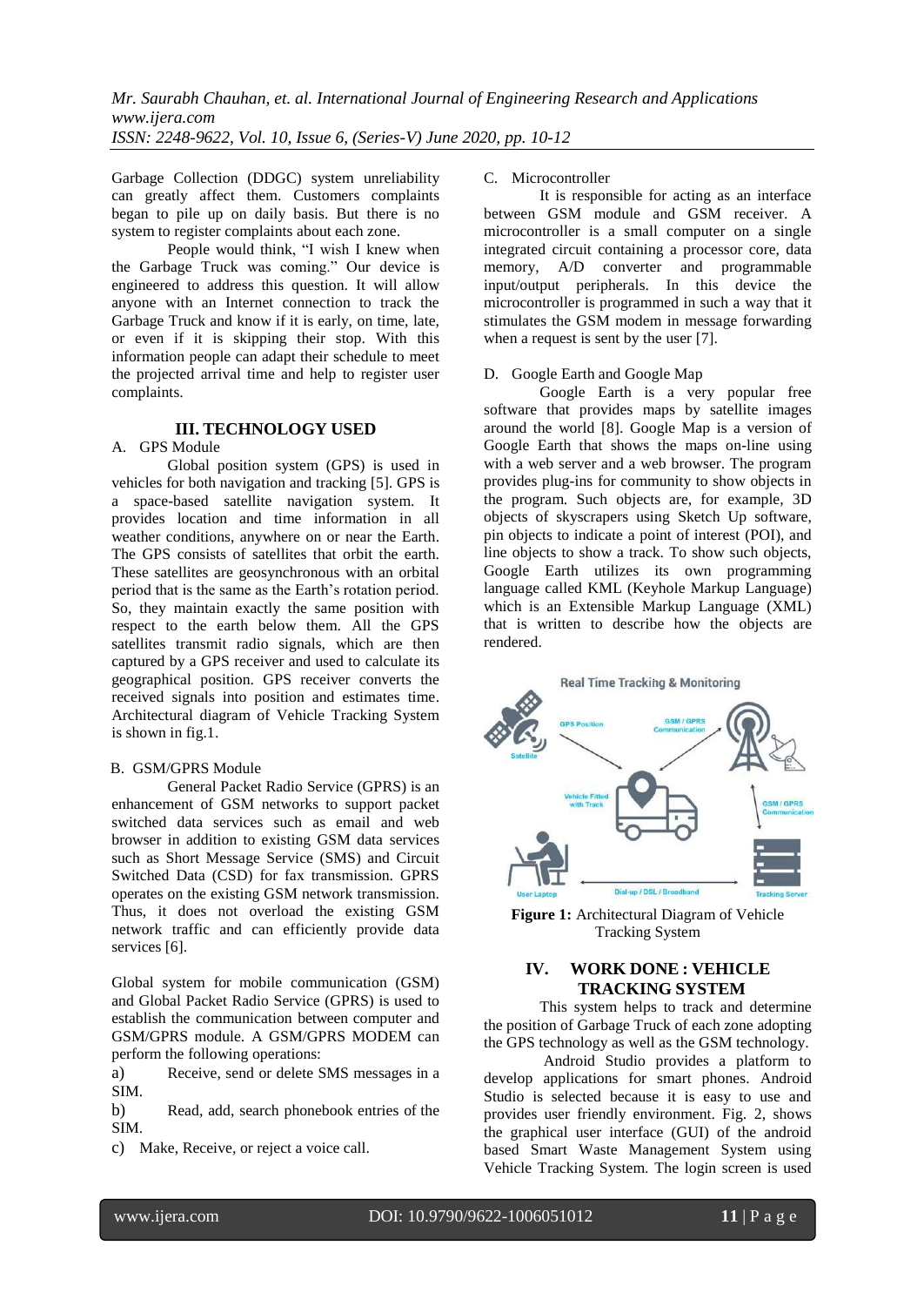Garbage Collection (DDGC) system unreliability can greatly affect them. Customers complaints began to pile up on daily basis. But there is no system to register complaints about each zone.

People would think, "I wish I knew when the Garbage Truck was coming." Our device is engineered to address this question. It will allow anyone with an Internet connection to track the Garbage Truck and know if it is early, on time, late, or even if it is skipping their stop. With this information people can adapt their schedule to meet the projected arrival time and help to register user complaints.

## III. TECHNOLOGY USED

### A. GPS Module

Global position system (GPS) is used in vehicles for both navigation and tracking [5]. GPS is a space-based satellite navigation system. It provides location and time information in all weather conditions, anywhere on or near the Earth. The GPS consists of satellites that orbit the earth. These satellites are geosynchronous with an orbital period that is the same as the Earth's rotation period. So, they maintain exactly the same position with respect to the earth below them. All the GPS satellites transmit radio signals, which are then captured by a GPS receiver and used to calculate its geographical position. GPS receiver converts the received signals into position and estimates time. Architectural diagram of Vehicle Tracking System is shown in fig.1.

### B. GSM/GPRS Module

General Packet Radio Service (GPRS) is an enhancement of GSM networks to support packet switched data services such as email and web browser in addition to existing GSM data services such as Short Message Service (SMS) and Circuit Switched Data (CSD) for fax transmission. GPRS operates on the existing GSM network transmission. Thus, it does not overload the existing GSM network traffic and can efficiently provide data services [6].

Global system for mobile communication (GSM) and Global Packet Radio Service (GPRS) is used to establish the communication between computer and GSM/GPRS module. A GSM/GPRS MODEM can perform the following operations:

a) Receive, send or delete SMS messages in a SIM.

b) Read, add, search phonebook entries of the SIM.

c) Make, Receive, or reject a voice call.

### C. Microcontroller

It is responsible for acting as an interface between GSM module and GSM receiver. A microcontroller is a small computer on a single integrated circuit containing a processor core, data memory, A/D converter and programmable input/output peripherals. In this device the microcontroller is programmed in such a way that it stimulates the GSM modem in message forwarding when a request is sent by the user [7].

### D. Google Earth and Google Map

Google Earth is a very popular free software that provides maps by satellite images around the world [8]. Google Map is a version of Google Earth that shows the maps on-line using with a web server and a web browser. The program provides plug-ins for community to show objects in the program. Such objects are, for example, 3D objects of skyscrapers using Sketch Up software, pin objects to indicate a point of interest (POI), and line objects to show a track. To show such objects, Google Earth utilizes its own programming language called KML (Keyhole Markup Language) which is an Extensible Markup Language (XML) that is written to describe how the objects are rendered.

**Figure 1:** Architectural Diagram of Vehicle Tracking System

## IV. WORK DONE : VEHICLE TRACKING SYSTEM

This system helps to track and determine the position of Garbage Truck of each zone adopting the GPS technology as well as the GSM technology.

Android Studio provides a platform to develop applications for smart phones. Android Studio is selected because it is easy to use and provides user friendly environment. Fig. 2, shows the graphical user interface (GUI) of the android based Smart Waste Management System using Vehicle Tracking System. The login screen is used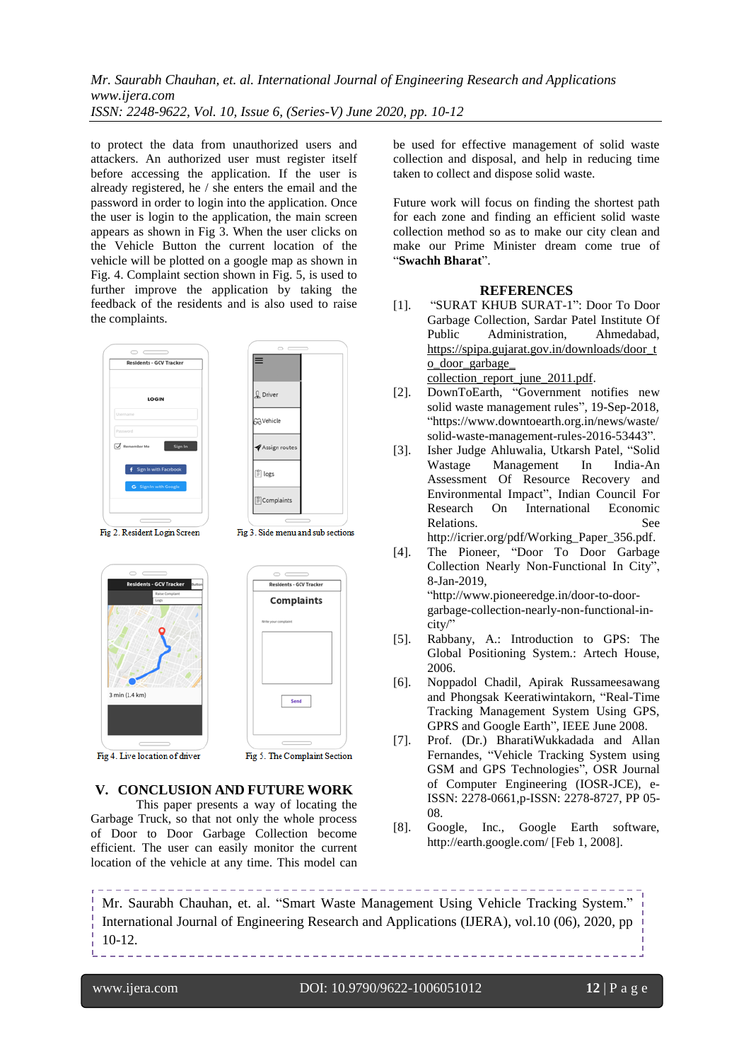to protect the data from unauthorized users and attackers. An authorized user must register itself before accessing the application. If the user is already registered, he / she enters the email and the password in order to login into the application. Once the user is login to the application, the main screen appears as shown in Fig 3. When the user clicks on the Vehicle Button the current location of the vehicle will be plotted on a google map as shown in Fig. 4. Complaint section shown in Fig. 5, is used to further improve the application by taking the feedback of the residents and is also used to raise the complaints.

Fig 2. Resident Login Screen

Fig 3. Side menu and sub sections

Fig 4. Live location of driver

Fig 5. The Complaint Section

## V. CONCLUSION AND FUTURE WORK

This paper presents a way of locating the Garbage Truck, so that not only the whole process of Door to Door Garbage Collection become efficient. The user can easily monitor the current location of the vehicle at any time. This model can be used for effective management of solid waste collection and disposal, and help in reducing time taken to collect and dispose solid waste.

Future work will focus on finding the shortest path for each zone and finding an efficient solid waste collection method so as to make our city clean and make our Prime Minister dream come true of "**Swachh Bharat**".

## REFERENCES

[1]. "SURAT KHUB SURAT-1": Door To Door Garbage Collection, Sardar Patel Institute Of Public Administration, Ahmedabad, https://spipa.gujarat.gov.in/downloads/door_to_door_garbage_collection_report_june_2011.pdf.

[2]. DownToEarth, "Government notifies new solid waste management rules", 19-Sep-2018, "https://www.downtoearth.org.in/news/waste/solid-waste-management-rules-2016-53443".

[3]. Isher Judge Ahluwalia, Utkarsh Patel, "Solid Wastage Management In India-An Assessment Of Resource Recovery and Environmental Impact", Indian Council For Research On International Economic Relations. See http://icrier.org/pdf/Working_Paper_356.pdf.

[4]. The Pioneer, "Door To Door Garbage Collection Nearly Non-Functional In City", 8-Jan-2019, "http://www.pioneeredge.in/door-to-door-garbage-collection-nearly-non-functional-in-city/"

[5]. Rabbany, A.: Introduction to GPS: The Global Positioning System.: Artech House, 2006.

[6]. Noppadol Chadil, Apirak Russameesawang and Phongsak Keeratiwintakorn, "Real-Time Tracking Management System Using GPS, GPRS and Google Earth", IEEE June 2008.

[7]. Prof. (Dr.) BharatiWukkadada and Allan Fernandes, "Vehicle Tracking System using GSM and GPS Technologies", OSR Journal of Computer Engineering (IOSR-JCE), e-ISSN: 2278-0661,p-ISSN: 2278-8727, PP 05-08.

[8]. Google, Inc., Google Earth software, http://earth.google.com/ [Feb 1, 2008].

Mr. Saurabh Chauhan, et. al. "Smart Waste Management Using Vehicle Tracking System." International Journal of Engineering Research and Applications (IJERA), vol.10 (06), 2020, pp 10-12.